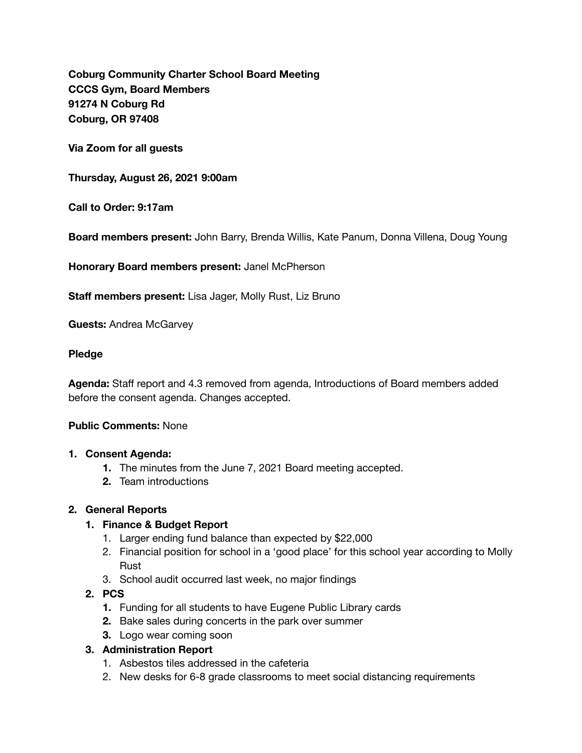**Coburg Community Charter School Board Meeting**
**CCCS Gym, Board Members**
**91274 N Coburg Rd**
**Coburg, OR 97408**

**Via Zoom for all guests**

**Thursday, August 26, 2021 9:00am**

**Call to Order: 9:17am**

**Board members present:** John Barry, Brenda Willis, Kate Panum, Donna Villena, Doug Young

**Honorary Board members present:** Janel McPherson

**Staff members present:** Lisa Jager, Molly Rust, Liz Bruno

**Guests:** Andrea McGarvey

**Pledge**

**Agenda:** Staff report and 4.3 removed from agenda, Introductions of Board members added before the consent agenda. Changes accepted.

**Public Comments:** None

1. **Consent Agenda:**
    1. The minutes from the June 7, 2021 Board meeting accepted.
    2. Team introductions
2. **General Reports**
    1. **Finance & Budget Report**
        1. Larger ending fund balance than expected by $22,000
        2. Financial position for school in a 'good place' for this school year according to Molly Rust
        3. School audit occurred last week, no major findings
    2. **PCS**
        1. Funding for all students to have Eugene Public Library cards
        2. Bake sales during concerts in the park over summer
        3. Logo wear coming soon
    3. **Administration Report**
        1. Asbestos tiles addressed in the cafeteria
        2. New desks for 6-8 grade classrooms to meet social distancing requirements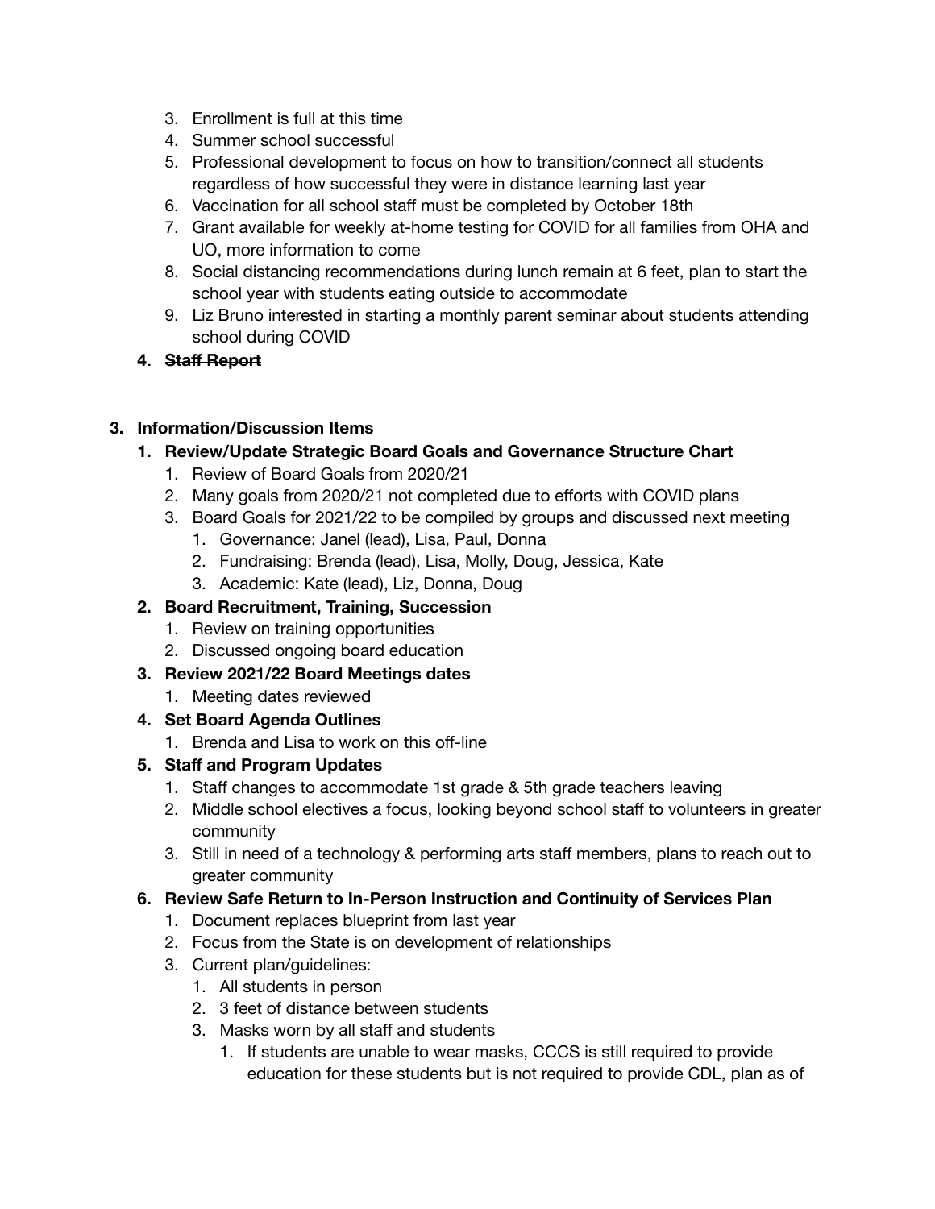3. Enrollment is full at this time
4. Summer school successful
5. Professional development to focus on how to transition/connect all students regardless of how successful they were in distance learning last year
6. Vaccination for all school staff must be completed by October 18th
7. Grant available for weekly at-home testing for COVID for all families from OHA and UO, more information to come
8. Social distancing recommendations during lunch remain at 6 feet, plan to start the school year with students eating outside to accommodate
9. Liz Bruno interested in starting a monthly parent seminar about students attending school during COVID

**4. ~~Staff Report~~**

**3. Information/Discussion Items**

**1. Review/Update Strategic Board Goals and Governance Structure Chart**

1. Review of Board Goals from 2020/21
2. Many goals from 2020/21 not completed due to efforts with COVID plans
3. Board Goals for 2021/22 to be compiled by groups and discussed next meeting
    1. Governance: Janel (lead), Lisa, Paul, Donna
    2. Fundraising: Brenda (lead), Lisa, Molly, Doug, Jessica, Kate
    3. Academic: Kate (lead), Liz, Donna, Doug

**2. Board Recruitment, Training, Succession**

1. Review on training opportunities
2. Discussed ongoing board education

**3. Review 2021/22 Board Meetings dates**

1. Meeting dates reviewed

**4. Set Board Agenda Outlines**

1. Brenda and Lisa to work on this off-line

**5. Staff and Program Updates**

1. Staff changes to accommodate 1st grade & 5th grade teachers leaving
2. Middle school electives a focus, looking beyond school staff to volunteers in greater community
3. Still in need of a technology & performing arts staff members, plans to reach out to greater community

**6. Review Safe Return to In-Person Instruction and Continuity of Services Plan**

1. Document replaces blueprint from last year
2. Focus from the State is on development of relationships
3. Current plan/guidelines:
    1. All students in person
    2. 3 feet of distance between students
    3. Masks worn by all staff and students
        1. If students are unable to wear masks, CCCS is still required to provide education for these students but is not required to provide CDL, plan as of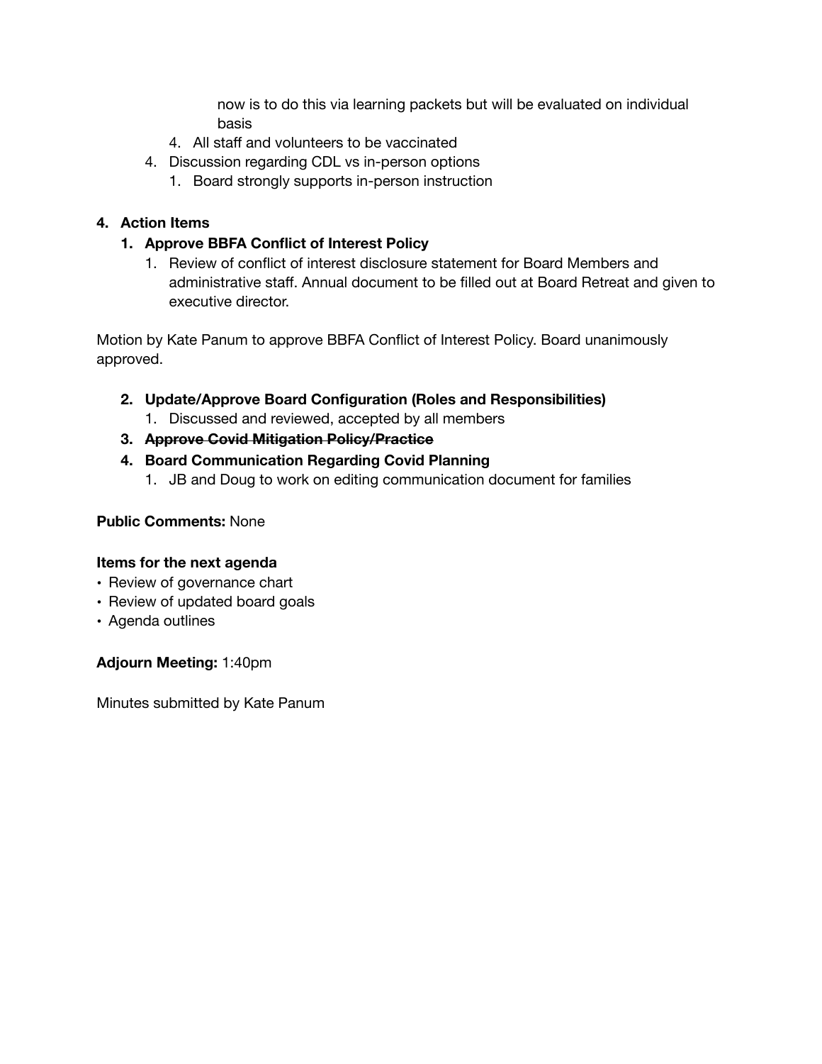now is to do this via learning packets but will be evaluated on individual basis

   4. All staff and volunteers to be vaccinated

4. Discussion regarding CDL vs in-person options
   1. Board strongly supports in-person instruction

**4. Action Items**

1. **Approve BBFA Conflict of Interest Policy**
   1. Review of conflict of interest disclosure statement for Board Members and administrative staff. Annual document to be filled out at Board Retreat and given to executive director.

Motion by Kate Panum to approve BBFA Conflict of Interest Policy. Board unanimously approved.

2. **Update/Approve Board Configuration (Roles and Responsibilities)**
   1. Discussed and reviewed, accepted by all members
3. ~~**Approve Covid Mitigation Policy/Practice**~~
4. **Board Communication Regarding Covid Planning**
   1. JB and Doug to work on editing communication document for families

**Public Comments:** None

**Items for the next agenda**

- Review of governance chart
- Review of updated board goals
- Agenda outlines

**Adjourn Meeting:** 1:40pm

Minutes submitted by Kate Panum